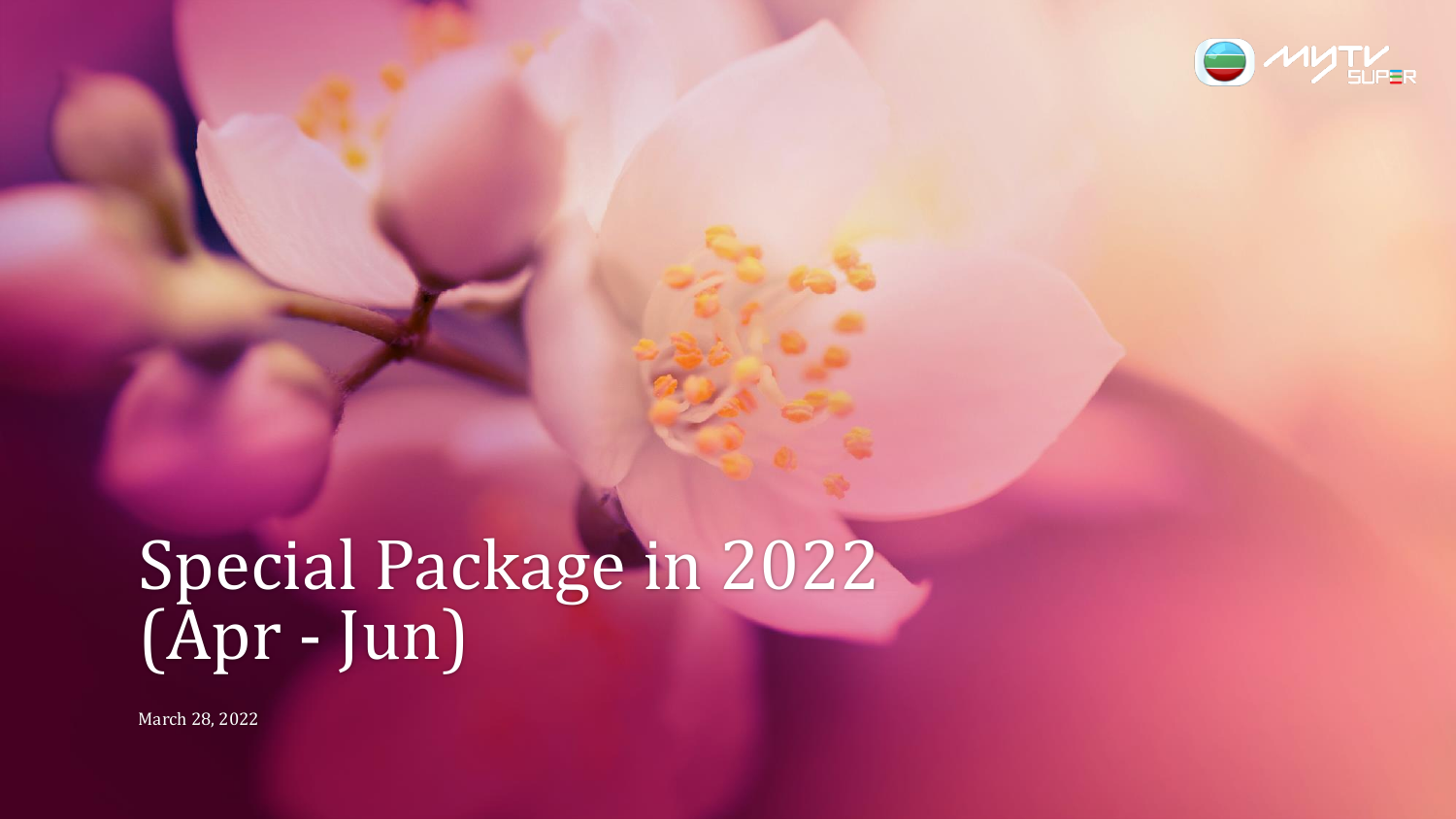# Special Package in 2022 (Apr - Jun)

March 28, 2022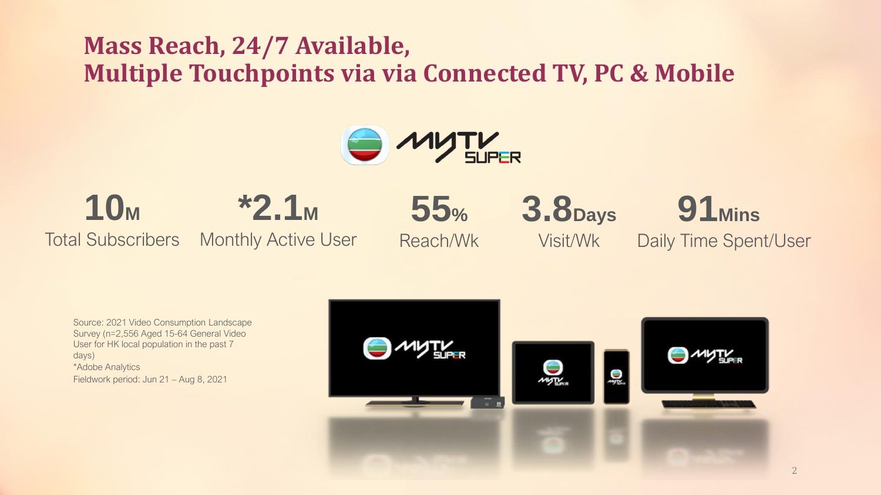# Mass Reach, 24/7 Available, Multiple Touchpoints via via Connected TV, PC & Mobile

| 10M | *2.1M | 55% | 3.8Days | 91Mins |
| --- | --- | --- | --- | --- |
| Total Subscribers | Monthly Active User | Reach/Wk | Visit/Wk | Daily Time Spent/User |

Source: 2021 Video Consumption Landscape Survey (n=2,556 Aged 15-64 General Video User for HK local population in the past 7 days)

*Adobe Analytics

Fieldwork period: Jun 21 – Aug 8, 2021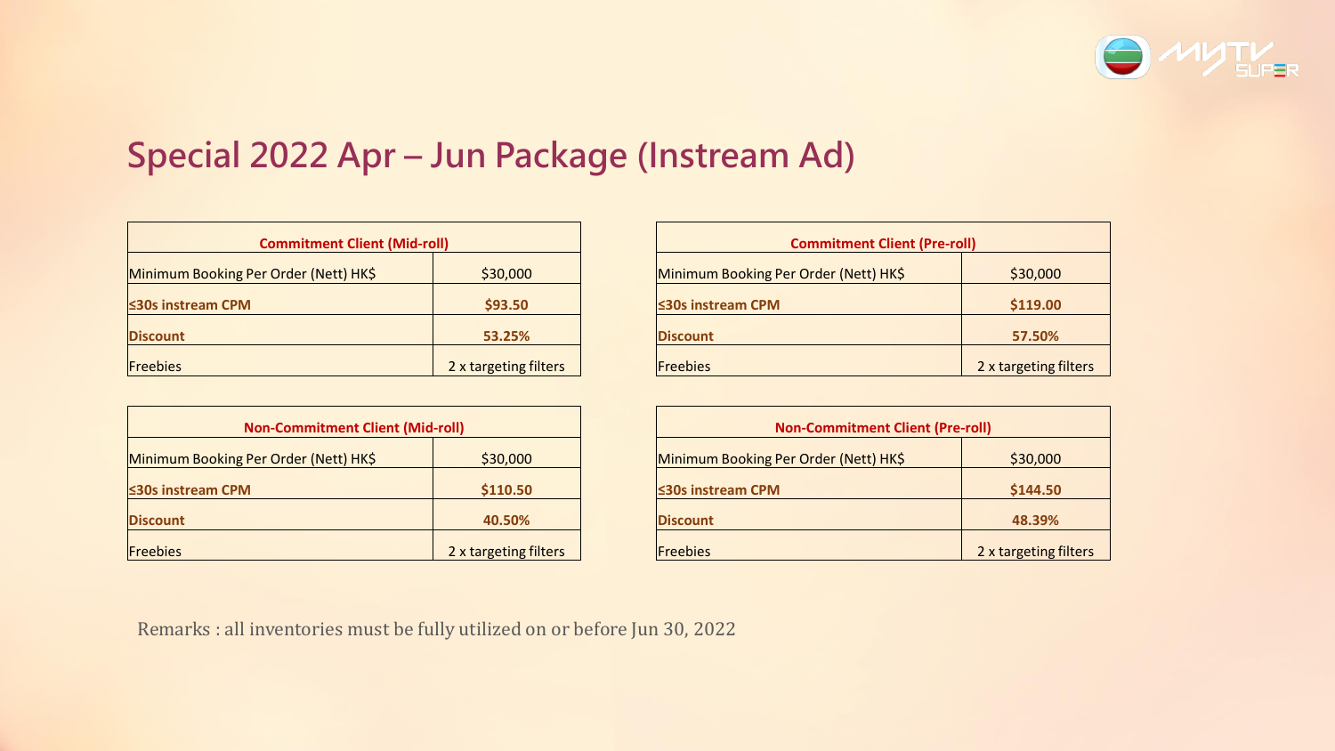# Special 2022 Apr – Jun Package (Instream Ad)

| Commitment Client (Mid-roll) | |
|---|---|
| Minimum Booking Per Order (Nett) HK$ | $30,000 |
| **≤30s instream CPM** | **$93.50** |
| **Discount** | **53.25%** |
| Freebies | 2 x targeting filters |

| Commitment Client (Pre-roll) | |
|---|---|
| Minimum Booking Per Order (Nett) HK$ | $30,000 |
| **≤30s instream CPM** | **$119.00** |
| **Discount** | **57.50%** |
| Freebies | 2 x targeting filters |

| Non-Commitment Client (Mid-roll) | |
|---|---|
| Minimum Booking Per Order (Nett) HK$ | $30,000 |
| **≤30s instream CPM** | **$110.50** |
| **Discount** | **40.50%** |
| Freebies | 2 x targeting filters |

| Non-Commitment Client (Pre-roll) | |
|---|---|
| Minimum Booking Per Order (Nett) HK$ | $30,000 |
| **≤30s instream CPM** | **$144.50** |
| **Discount** | **48.39%** |
| Freebies | 2 x targeting filters |

Remarks : all inventories must be fully utilized on or before Jun 30, 2022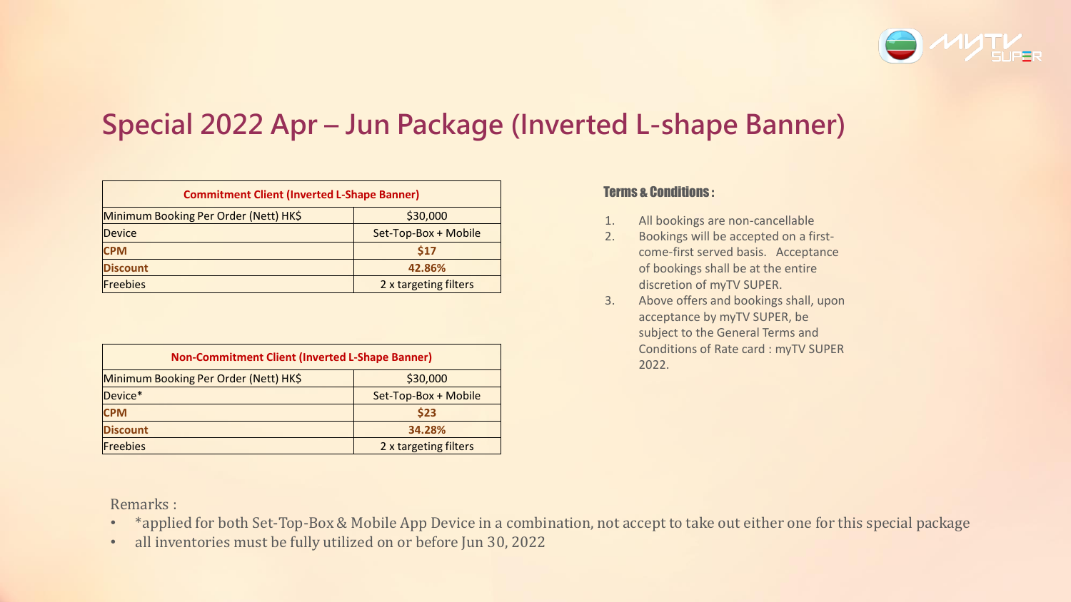# Special 2022 Apr – Jun Package (Inverted L-shape Banner)

| Commitment Client (Inverted L-Shape Banner) | |
|---|---|
| Minimum Booking Per Order (Nett) HK$ | $30,000 |
| Device | Set-Top-Box + Mobile |
| **CPM** | **$17** |
| **Discount** | **42.86%** |
| Freebies | 2 x targeting filters |

| Non-Commitment Client (Inverted L-Shape Banner) | |
|---|---|
| Minimum Booking Per Order (Nett) HK$ | $30,000 |
| Device* | Set-Top-Box + Mobile |
| **CPM** | **$23** |
| **Discount** | **34.28%** |
| Freebies | 2 x targeting filters |

**Terms & Conditions :**

1. All bookings are non-cancellable
2. Bookings will be accepted on a first-come-first served basis. Acceptance of bookings shall be at the entire discretion of myTV SUPER.
3. Above offers and bookings shall, upon acceptance by myTV SUPER, be subject to the General Terms and Conditions of Rate card : myTV SUPER 2022.

Remarks :

- *applied for both Set-Top-Box & Mobile App Device in a combination, not accept to take out either one for this special package
- all inventories must be fully utilized on or before Jun 30, 2022